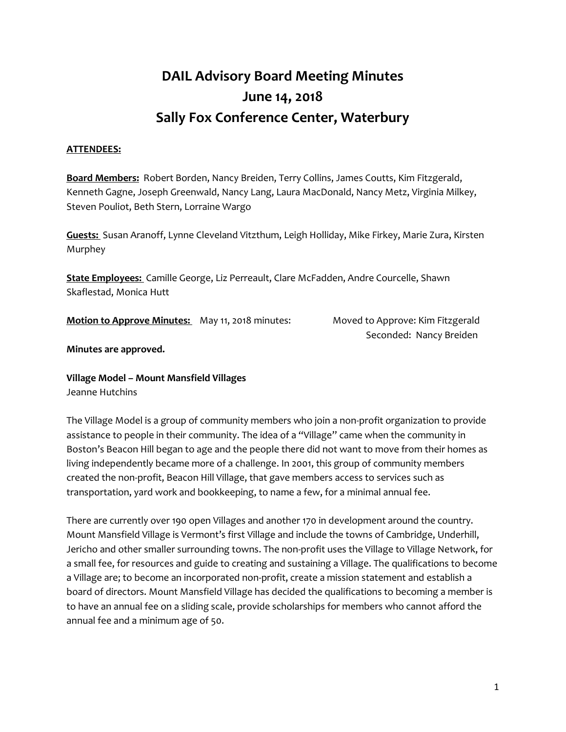# DAIL Advisory Board Meeting Minutes
# June 14, 2018
# Sally Fox Conference Center, Waterbury

**ATTENDEES:**

**Board Members:** Robert Borden, Nancy Breiden, Terry Collins, James Coutts, Kim Fitzgerald, Kenneth Gagne, Joseph Greenwald, Nancy Lang, Laura MacDonald, Nancy Metz, Virginia Milkey, Steven Pouliot, Beth Stern, Lorraine Wargo

**Guests:** Susan Aranoff, Lynne Cleveland Vitzthum, Leigh Holliday, Mike Firkey, Marie Zura, Kirsten Murphey

**State Employees:** Camille George, Liz Perreault, Clare McFadden, Andre Courcelle, Shawn Skaflestad, Monica Hutt

**Motion to Approve Minutes:** May 11, 2018 minutes: Moved to Approve: Kim Fitzgerald
Seconded: Nancy Breiden

**Minutes are approved.**

**Village Model – Mount Mansfield Villages**
Jeanne Hutchins

The Village Model is a group of community members who join a non-profit organization to provide assistance to people in their community. The idea of a "Village" came when the community in Boston's Beacon Hill began to age and the people there did not want to move from their homes as living independently became more of a challenge. In 2001, this group of community members created the non-profit, Beacon Hill Village, that gave members access to services such as transportation, yard work and bookkeeping, to name a few, for a minimal annual fee.

There are currently over 190 open Villages and another 170 in development around the country. Mount Mansfield Village is Vermont's first Village and include the towns of Cambridge, Underhill, Jericho and other smaller surrounding towns. The non-profit uses the Village to Village Network, for a small fee, for resources and guide to creating and sustaining a Village. The qualifications to become a Village are; to become an incorporated non-profit, create a mission statement and establish a board of directors. Mount Mansfield Village has decided the qualifications to becoming a member is to have an annual fee on a sliding scale, provide scholarships for members who cannot afford the annual fee and a minimum age of 50.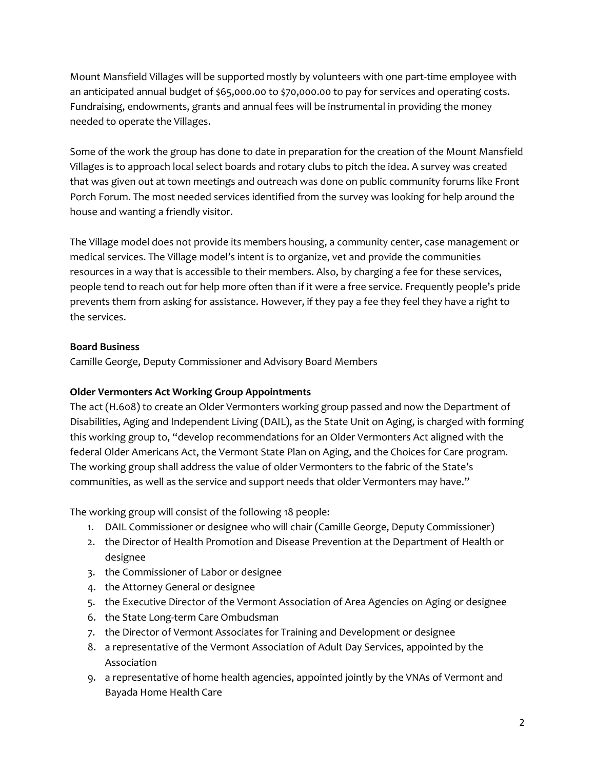Mount Mansfield Villages will be supported mostly by volunteers with one part-time employee with an anticipated annual budget of $65,000.00 to $70,000.00 to pay for services and operating costs. Fundraising, endowments, grants and annual fees will be instrumental in providing the money needed to operate the Villages.

Some of the work the group has done to date in preparation for the creation of the Mount Mansfield Villages is to approach local select boards and rotary clubs to pitch the idea. A survey was created that was given out at town meetings and outreach was done on public community forums like Front Porch Forum. The most needed services identified from the survey was looking for help around the house and wanting a friendly visitor.

The Village model does not provide its members housing, a community center, case management or medical services. The Village model's intent is to organize, vet and provide the communities resources in a way that is accessible to their members. Also, by charging a fee for these services, people tend to reach out for help more often than if it were a free service. Frequently people's pride prevents them from asking for assistance. However, if they pay a fee they feel they have a right to the services.

**Board Business**
Camille George, Deputy Commissioner and Advisory Board Members

**Older Vermonters Act Working Group Appointments**
The act (H.608) to create an Older Vermonters working group passed and now the Department of Disabilities, Aging and Independent Living (DAIL), as the State Unit on Aging, is charged with forming this working group to, "develop recommendations for an Older Vermonters Act aligned with the federal Older Americans Act, the Vermont State Plan on Aging, and the Choices for Care program. The working group shall address the value of older Vermonters to the fabric of the State's communities, as well as the service and support needs that older Vermonters may have."

The working group will consist of the following 18 people:

1. DAIL Commissioner or designee who will chair (Camille George, Deputy Commissioner)
2. the Director of Health Promotion and Disease Prevention at the Department of Health or designee
3. the Commissioner of Labor or designee
4. the Attorney General or designee
5. the Executive Director of the Vermont Association of Area Agencies on Aging or designee
6. the State Long-term Care Ombudsman
7. the Director of Vermont Associates for Training and Development or designee
8. a representative of the Vermont Association of Adult Day Services, appointed by the Association
9. a representative of home health agencies, appointed jointly by the VNAs of Vermont and Bayada Home Health Care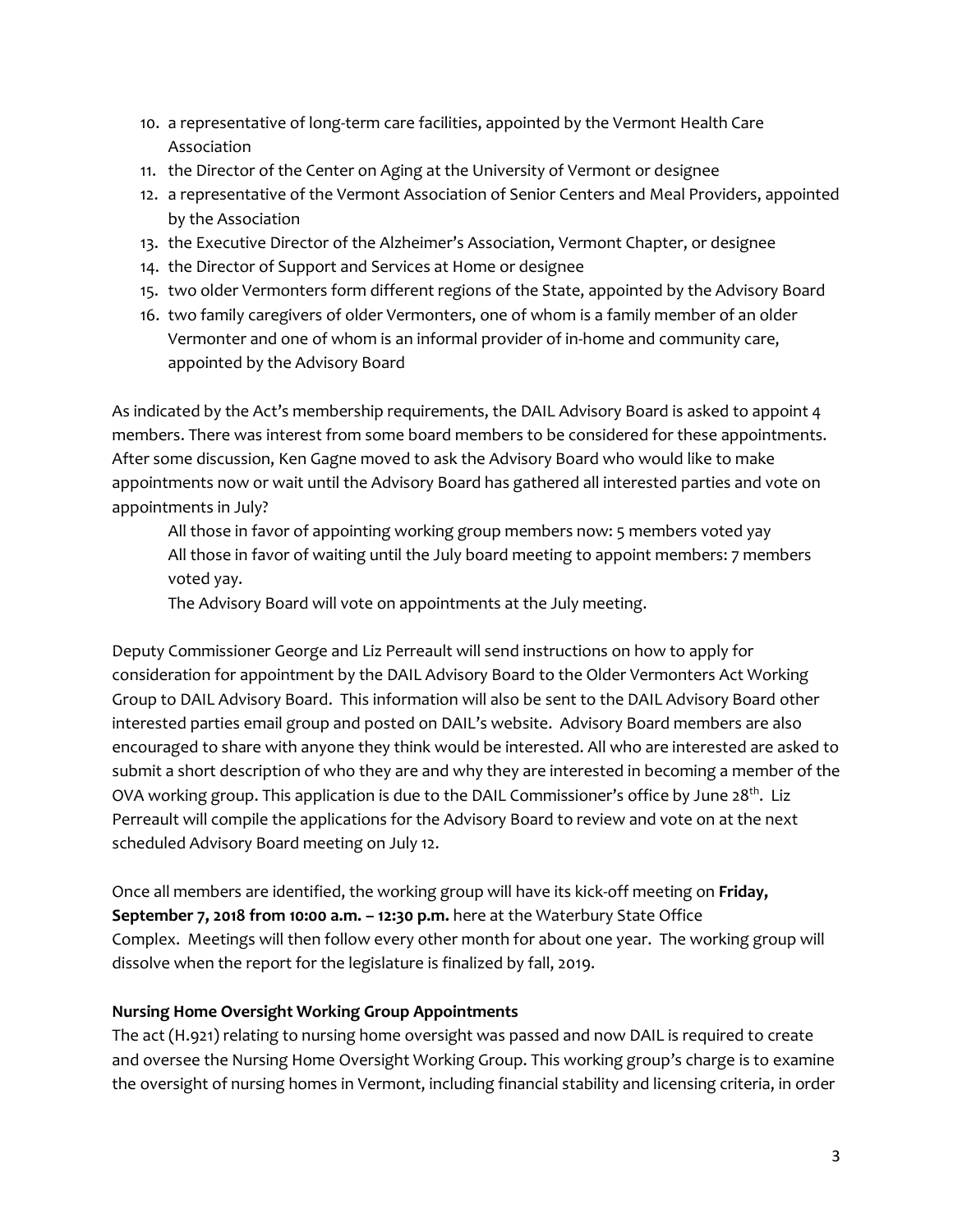10. a representative of long-term care facilities, appointed by the Vermont Health Care Association
11. the Director of the Center on Aging at the University of Vermont or designee
12. a representative of the Vermont Association of Senior Centers and Meal Providers, appointed by the Association
13. the Executive Director of the Alzheimer's Association, Vermont Chapter, or designee
14. the Director of Support and Services at Home or designee
15. two older Vermonters form different regions of the State, appointed by the Advisory Board
16. two family caregivers of older Vermonters, one of whom is a family member of an older Vermonter and one of whom is an informal provider of in-home and community care, appointed by the Advisory Board

As indicated by the Act's membership requirements, the DAIL Advisory Board is asked to appoint 4 members. There was interest from some board members to be considered for these appointments. After some discussion, Ken Gagne moved to ask the Advisory Board who would like to make appointments now or wait until the Advisory Board has gathered all interested parties and vote on appointments in July?

> All those in favor of appointing working group members now: 5 members voted yay
> All those in favor of waiting until the July board meeting to appoint members: 7 members voted yay.
> The Advisory Board will vote on appointments at the July meeting.

Deputy Commissioner George and Liz Perreault will send instructions on how to apply for consideration for appointment by the DAIL Advisory Board to the Older Vermonters Act Working Group to DAIL Advisory Board. This information will also be sent to the DAIL Advisory Board other interested parties email group and posted on DAIL's website. Advisory Board members are also encouraged to share with anyone they think would be interested. All who are interested are asked to submit a short description of who they are and why they are interested in becoming a member of the OVA working group. This application is due to the DAIL Commissioner's office by June 28th. Liz Perreault will compile the applications for the Advisory Board to review and vote on at the next scheduled Advisory Board meeting on July 12.

Once all members are identified, the working group will have its kick-off meeting on **Friday, September 7, 2018 from 10:00 a.m. – 12:30 p.m.** here at the Waterbury State Office Complex. Meetings will then follow every other month for about one year. The working group will dissolve when the report for the legislature is finalized by fall, 2019.

**Nursing Home Oversight Working Group Appointments**

The act (H.921) relating to nursing home oversight was passed and now DAIL is required to create and oversee the Nursing Home Oversight Working Group. This working group's charge is to examine the oversight of nursing homes in Vermont, including financial stability and licensing criteria, in order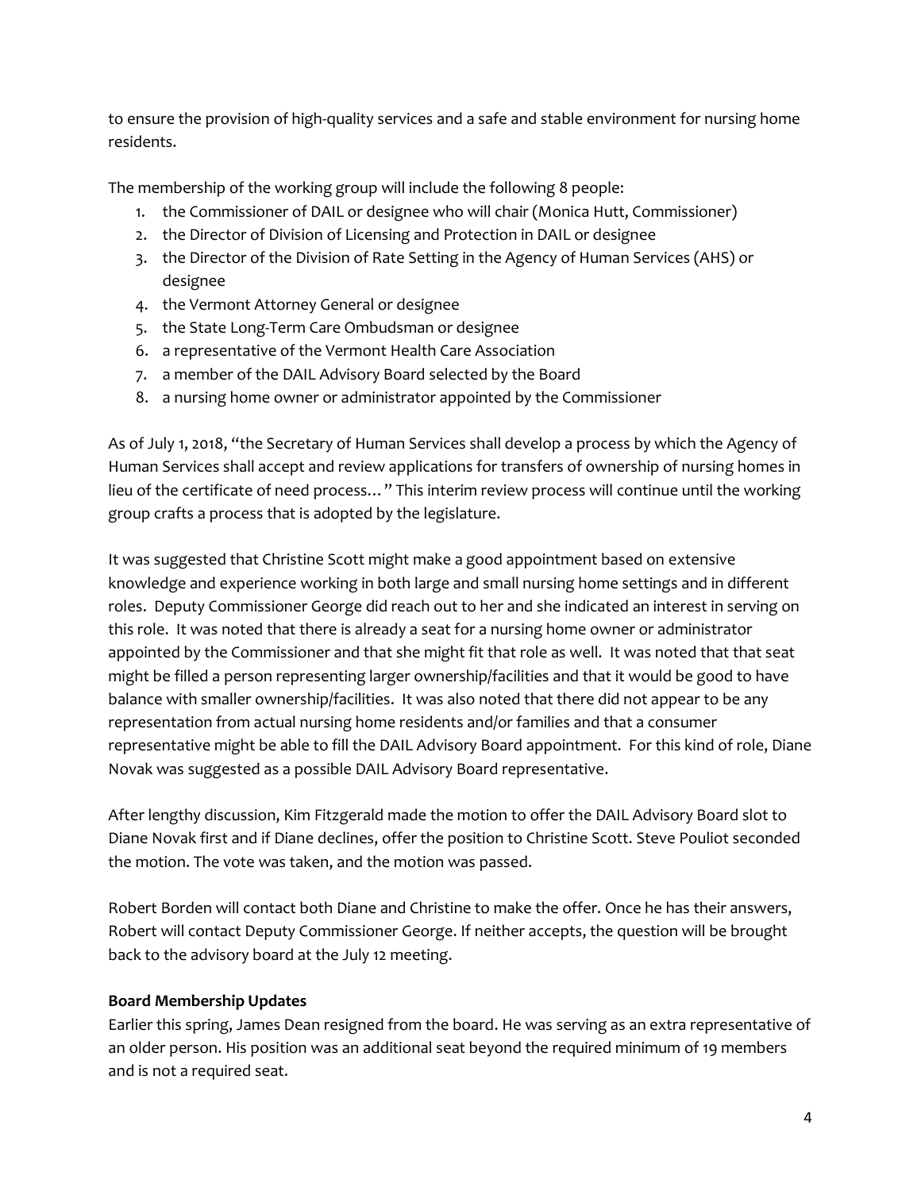to ensure the provision of high-quality services and a safe and stable environment for nursing home residents.

The membership of the working group will include the following 8 people:

1. the Commissioner of DAIL or designee who will chair (Monica Hutt, Commissioner)
2. the Director of Division of Licensing and Protection in DAIL or designee
3. the Director of the Division of Rate Setting in the Agency of Human Services (AHS) or designee
4. the Vermont Attorney General or designee
5. the State Long-Term Care Ombudsman or designee
6. a representative of the Vermont Health Care Association
7. a member of the DAIL Advisory Board selected by the Board
8. a nursing home owner or administrator appointed by the Commissioner

As of July 1, 2018, "the Secretary of Human Services shall develop a process by which the Agency of Human Services shall accept and review applications for transfers of ownership of nursing homes in lieu of the certificate of need process…" This interim review process will continue until the working group crafts a process that is adopted by the legislature.

It was suggested that Christine Scott might make a good appointment based on extensive knowledge and experience working in both large and small nursing home settings and in different roles. Deputy Commissioner George did reach out to her and she indicated an interest in serving on this role. It was noted that there is already a seat for a nursing home owner or administrator appointed by the Commissioner and that she might fit that role as well. It was noted that that seat might be filled a person representing larger ownership/facilities and that it would be good to have balance with smaller ownership/facilities. It was also noted that there did not appear to be any representation from actual nursing home residents and/or families and that a consumer representative might be able to fill the DAIL Advisory Board appointment. For this kind of role, Diane Novak was suggested as a possible DAIL Advisory Board representative.

After lengthy discussion, Kim Fitzgerald made the motion to offer the DAIL Advisory Board slot to Diane Novak first and if Diane declines, offer the position to Christine Scott. Steve Pouliot seconded the motion. The vote was taken, and the motion was passed.

Robert Borden will contact both Diane and Christine to make the offer. Once he has their answers, Robert will contact Deputy Commissioner George. If neither accepts, the question will be brought back to the advisory board at the July 12 meeting.

**Board Membership Updates**

Earlier this spring, James Dean resigned from the board. He was serving as an extra representative of an older person. His position was an additional seat beyond the required minimum of 19 members and is not a required seat.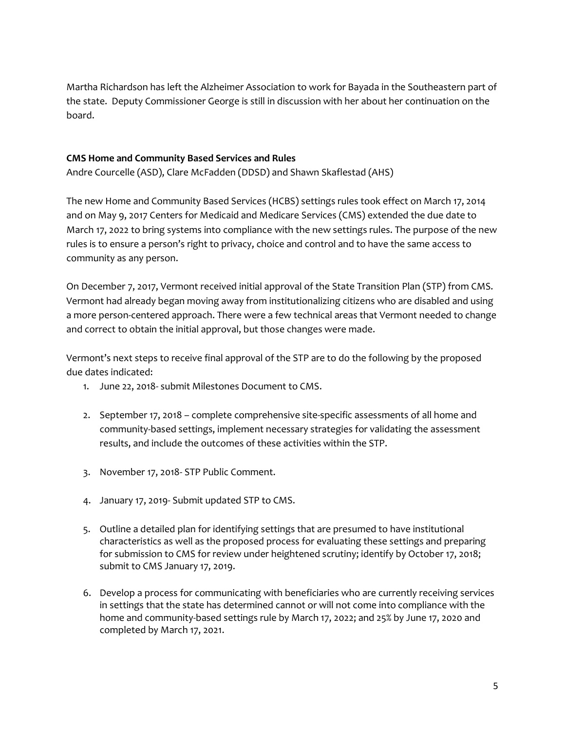Martha Richardson has left the Alzheimer Association to work for Bayada in the Southeastern part of the state. Deputy Commissioner George is still in discussion with her about her continuation on the board.

**CMS Home and Community Based Services and Rules**

Andre Courcelle (ASD), Clare McFadden (DDSD) and Shawn Skaflestad (AHS)

The new Home and Community Based Services (HCBS) settings rules took effect on March 17, 2014 and on May 9, 2017 Centers for Medicaid and Medicare Services (CMS) extended the due date to March 17, 2022 to bring systems into compliance with the new settings rules. The purpose of the new rules is to ensure a person's right to privacy, choice and control and to have the same access to community as any person.

On December 7, 2017, Vermont received initial approval of the State Transition Plan (STP) from CMS. Vermont had already began moving away from institutionalizing citizens who are disabled and using a more person-centered approach. There were a few technical areas that Vermont needed to change and correct to obtain the initial approval, but those changes were made.

Vermont's next steps to receive final approval of the STP are to do the following by the proposed due dates indicated:

1. June 22, 2018- submit Milestones Document to CMS.

2. September 17, 2018 – complete comprehensive site-specific assessments of all home and community-based settings, implement necessary strategies for validating the assessment results, and include the outcomes of these activities within the STP.

3. November 17, 2018- STP Public Comment.

4. January 17, 2019- Submit updated STP to CMS.

5. Outline a detailed plan for identifying settings that are presumed to have institutional characteristics as well as the proposed process for evaluating these settings and preparing for submission to CMS for review under heightened scrutiny; identify by October 17, 2018; submit to CMS January 17, 2019.

6. Develop a process for communicating with beneficiaries who are currently receiving services in settings that the state has determined cannot or will not come into compliance with the home and community-based settings rule by March 17, 2022; and 25% by June 17, 2020 and completed by March 17, 2021.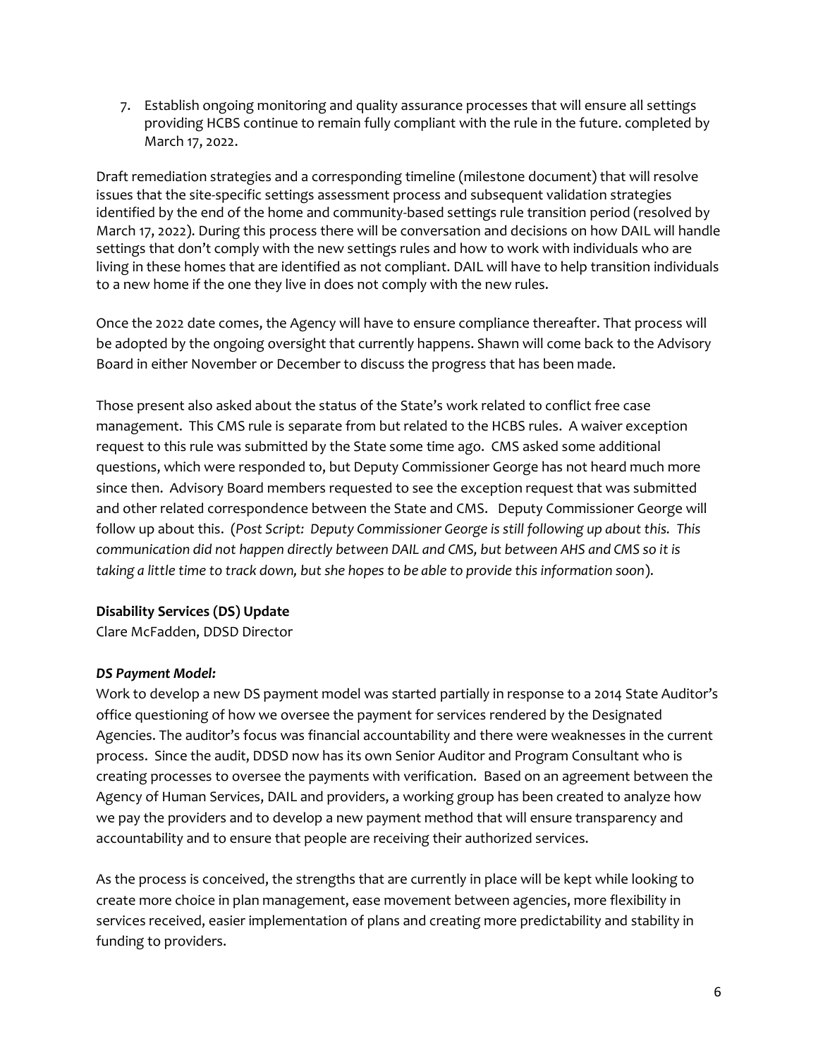7. Establish ongoing monitoring and quality assurance processes that will ensure all settings providing HCBS continue to remain fully compliant with the rule in the future. completed by March 17, 2022.

Draft remediation strategies and a corresponding timeline (milestone document) that will resolve issues that the site-specific settings assessment process and subsequent validation strategies identified by the end of the home and community-based settings rule transition period (resolved by March 17, 2022). During this process there will be conversation and decisions on how DAIL will handle settings that don't comply with the new settings rules and how to work with individuals who are living in these homes that are identified as not compliant. DAIL will have to help transition individuals to a new home if the one they live in does not comply with the new rules.

Once the 2022 date comes, the Agency will have to ensure compliance thereafter. That process will be adopted by the ongoing oversight that currently happens. Shawn will come back to the Advisory Board in either November or December to discuss the progress that has been made.

Those present also asked about the status of the State's work related to conflict free case management. This CMS rule is separate from but related to the HCBS rules. A waiver exception request to this rule was submitted by the State some time ago. CMS asked some additional questions, which were responded to, but Deputy Commissioner George has not heard much more since then. Advisory Board members requested to see the exception request that was submitted and other related correspondence between the State and CMS. Deputy Commissioner George will follow up about this. (*Post Script: Deputy Commissioner George is still following up about this. This communication did not happen directly between DAIL and CMS, but between AHS and CMS so it is taking a little time to track down, but she hopes to be able to provide this information soon*).

**Disability Services (DS) Update**
Clare McFadden, DDSD Director

***DS Payment Model:***
Work to develop a new DS payment model was started partially in response to a 2014 State Auditor's office questioning of how we oversee the payment for services rendered by the Designated Agencies. The auditor's focus was financial accountability and there were weaknesses in the current process. Since the audit, DDSD now has its own Senior Auditor and Program Consultant who is creating processes to oversee the payments with verification. Based on an agreement between the Agency of Human Services, DAIL and providers, a working group has been created to analyze how we pay the providers and to develop a new payment method that will ensure transparency and accountability and to ensure that people are receiving their authorized services.

As the process is conceived, the strengths that are currently in place will be kept while looking to create more choice in plan management, ease movement between agencies, more flexibility in services received, easier implementation of plans and creating more predictability and stability in funding to providers.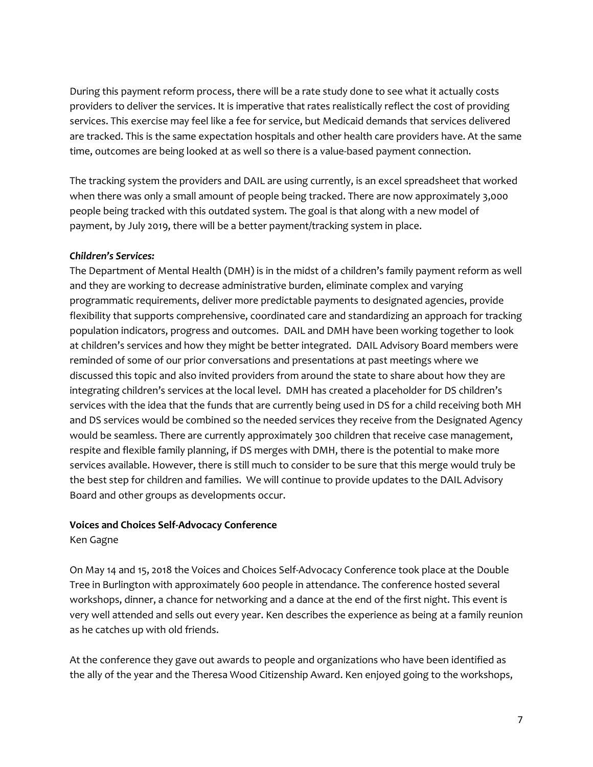During this payment reform process, there will be a rate study done to see what it actually costs providers to deliver the services. It is imperative that rates realistically reflect the cost of providing services. This exercise may feel like a fee for service, but Medicaid demands that services delivered are tracked. This is the same expectation hospitals and other health care providers have. At the same time, outcomes are being looked at as well so there is a value-based payment connection.

The tracking system the providers and DAIL are using currently, is an excel spreadsheet that worked when there was only a small amount of people being tracked. There are now approximately 3,000 people being tracked with this outdated system. The goal is that along with a new model of payment, by July 2019, there will be a better payment/tracking system in place.

***Children's Services:***

The Department of Mental Health (DMH) is in the midst of a children's family payment reform as well and they are working to decrease administrative burden, eliminate complex and varying programmatic requirements, deliver more predictable payments to designated agencies, provide flexibility that supports comprehensive, coordinated care and standardizing an approach for tracking population indicators, progress and outcomes. DAIL and DMH have been working together to look at children's services and how they might be better integrated. DAIL Advisory Board members were reminded of some of our prior conversations and presentations at past meetings where we discussed this topic and also invited providers from around the state to share about how they are integrating children's services at the local level. DMH has created a placeholder for DS children's services with the idea that the funds that are currently being used in DS for a child receiving both MH and DS services would be combined so the needed services they receive from the Designated Agency would be seamless. There are currently approximately 300 children that receive case management, respite and flexible family planning, if DS merges with DMH, there is the potential to make more services available. However, there is still much to consider to be sure that this merge would truly be the best step for children and families. We will continue to provide updates to the DAIL Advisory Board and other groups as developments occur.

**Voices and Choices Self-Advocacy Conference**

Ken Gagne

On May 14 and 15, 2018 the Voices and Choices Self-Advocacy Conference took place at the Double Tree in Burlington with approximately 600 people in attendance. The conference hosted several workshops, dinner, a chance for networking and a dance at the end of the first night. This event is very well attended and sells out every year. Ken describes the experience as being at a family reunion as he catches up with old friends.

At the conference they gave out awards to people and organizations who have been identified as the ally of the year and the Theresa Wood Citizenship Award. Ken enjoyed going to the workshops,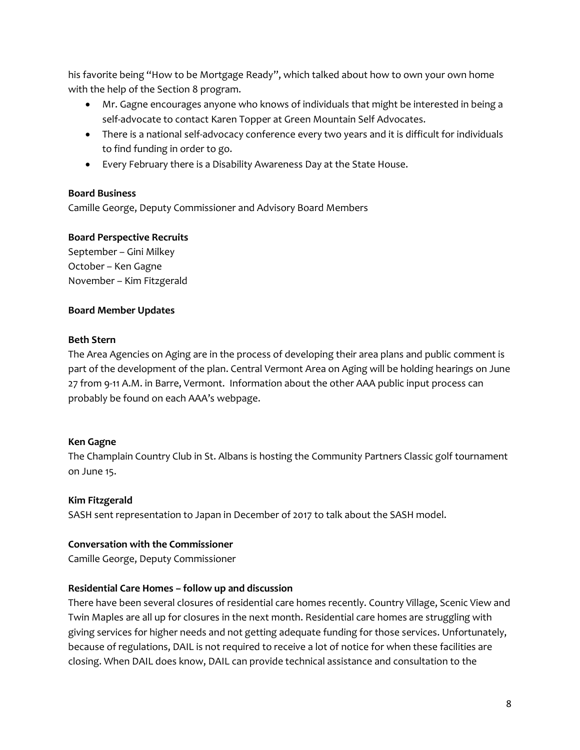his favorite being "How to be Mortgage Ready", which talked about how to own your own home with the help of the Section 8 program.

- Mr. Gagne encourages anyone who knows of individuals that might be interested in being a self-advocate to contact Karen Topper at Green Mountain Self Advocates.
- There is a national self-advocacy conference every two years and it is difficult for individuals to find funding in order to go.
- Every February there is a Disability Awareness Day at the State House.

**Board Business**

Camille George, Deputy Commissioner and Advisory Board Members

**Board Perspective Recruits**

September – Gini Milkey
October – Ken Gagne
November – Kim Fitzgerald

**Board Member Updates**

**Beth Stern**

The Area Agencies on Aging are in the process of developing their area plans and public comment is part of the development of the plan. Central Vermont Area on Aging will be holding hearings on June 27 from 9-11 A.M. in Barre, Vermont. Information about the other AAA public input process can probably be found on each AAA's webpage.

**Ken Gagne**

The Champlain Country Club in St. Albans is hosting the Community Partners Classic golf tournament on June 15.

**Kim Fitzgerald**

SASH sent representation to Japan in December of 2017 to talk about the SASH model.

**Conversation with the Commissioner**

Camille George, Deputy Commissioner

**Residential Care Homes – follow up and discussion**

There have been several closures of residential care homes recently. Country Village, Scenic View and Twin Maples are all up for closures in the next month. Residential care homes are struggling with giving services for higher needs and not getting adequate funding for those services. Unfortunately, because of regulations, DAIL is not required to receive a lot of notice for when these facilities are closing. When DAIL does know, DAIL can provide technical assistance and consultation to the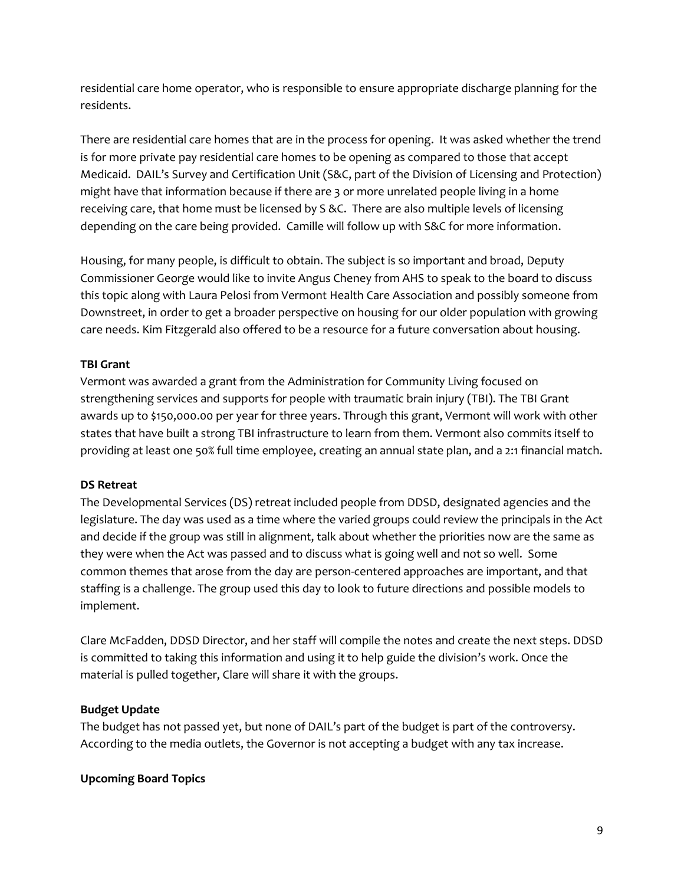residential care home operator, who is responsible to ensure appropriate discharge planning for the residents.

There are residential care homes that are in the process for opening. It was asked whether the trend is for more private pay residential care homes to be opening as compared to those that accept Medicaid. DAIL's Survey and Certification Unit (S&C, part of the Division of Licensing and Protection) might have that information because if there are 3 or more unrelated people living in a home receiving care, that home must be licensed by S &C. There are also multiple levels of licensing depending on the care being provided. Camille will follow up with S&C for more information.

Housing, for many people, is difficult to obtain. The subject is so important and broad, Deputy Commissioner George would like to invite Angus Cheney from AHS to speak to the board to discuss this topic along with Laura Pelosi from Vermont Health Care Association and possibly someone from Downstreet, in order to get a broader perspective on housing for our older population with growing care needs. Kim Fitzgerald also offered to be a resource for a future conversation about housing.

**TBI Grant**

Vermont was awarded a grant from the Administration for Community Living focused on strengthening services and supports for people with traumatic brain injury (TBI). The TBI Grant awards up to $150,000.00 per year for three years. Through this grant, Vermont will work with other states that have built a strong TBI infrastructure to learn from them. Vermont also commits itself to providing at least one 50% full time employee, creating an annual state plan, and a 2:1 financial match.

**DS Retreat**

The Developmental Services (DS) retreat included people from DDSD, designated agencies and the legislature. The day was used as a time where the varied groups could review the principals in the Act and decide if the group was still in alignment, talk about whether the priorities now are the same as they were when the Act was passed and to discuss what is going well and not so well. Some common themes that arose from the day are person-centered approaches are important, and that staffing is a challenge. The group used this day to look to future directions and possible models to implement.

Clare McFadden, DDSD Director, and her staff will compile the notes and create the next steps. DDSD is committed to taking this information and using it to help guide the division's work. Once the material is pulled together, Clare will share it with the groups.

**Budget Update**

The budget has not passed yet, but none of DAIL's part of the budget is part of the controversy. According to the media outlets, the Governor is not accepting a budget with any tax increase.

**Upcoming Board Topics**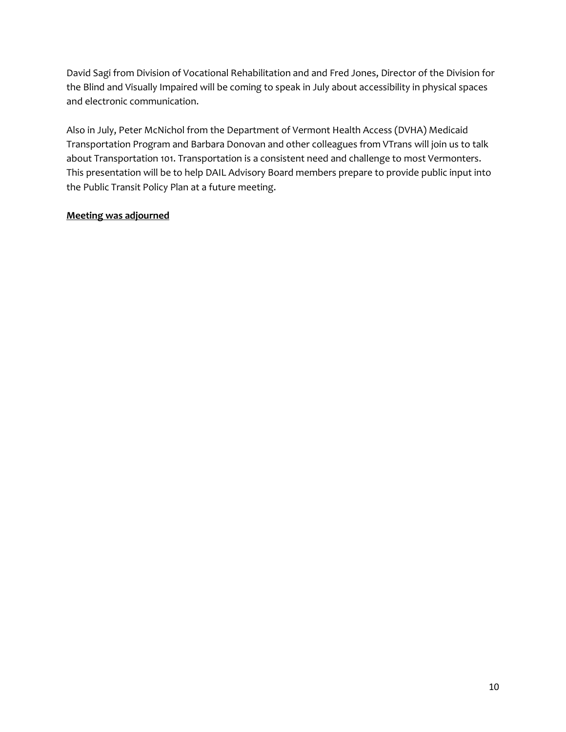David Sagi from Division of Vocational Rehabilitation and and Fred Jones, Director of the Division for the Blind and Visually Impaired will be coming to speak in July about accessibility in physical spaces and electronic communication.

Also in July, Peter McNichol from the Department of Vermont Health Access (DVHA) Medicaid Transportation Program and Barbara Donovan and other colleagues from VTrans will join us to talk about Transportation 101. Transportation is a consistent need and challenge to most Vermonters. This presentation will be to help DAIL Advisory Board members prepare to provide public input into the Public Transit Policy Plan at a future meeting.

**Meeting was adjourned**